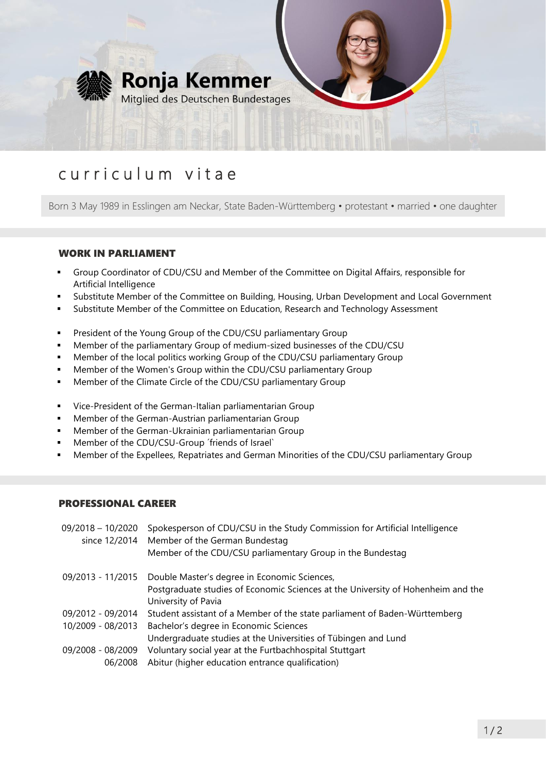# Ronja Kemmer

Mitglied des Deutschen Bundestages

## curriculum vitae

Born 3 May 1989 in Esslingen am Neckar, State Baden-Württemberg • protestant • married • one daughter

### WORK IN PARLIAMENT

- Group Coordinator of CDU/CSU and Member of the Committee on Digital Affairs, responsible for Artificial Intelligence
- Substitute Member of the Committee on Building, Housing, Urban Development and Local Government
- Substitute Member of the Committee on Education, Research and Technology Assessment

- President of the Young Group of the CDU/CSU parliamentary Group
- Member of the parliamentary Group of medium-sized businesses of the CDU/CSU
- Member of the local politics working Group of the CDU/CSU parliamentary Group
- Member of the Women's Group within the CDU/CSU parliamentary Group
- Member of the Climate Circle of the CDU/CSU parliamentary Group

- Vice-President of the German-Italian parliamentarian Group
- Member of the German-Austrian parliamentarian Group
- Member of the German-Ukrainian parliamentarian Group
- Member of the CDU/CSU-Group ´friends of Israel`
- Member of the Expellees, Repatriates and German Minorities of the CDU/CSU parliamentary Group

### PROFESSIONAL CAREER

| | |
|---|---|
| 09/2018 – 10/2020 | Spokesperson of CDU/CSU in the Study Commission for Artificial Intelligence |
| since 12/2014 | Member of the German Bundestag<br>Member of the CDU/CSU parliamentary Group in the Bundestag |
| 09/2013 - 11/2015 | Double Master's degree in Economic Sciences,<br>Postgraduate studies of Economic Sciences at the University of Hohenheim and the University of Pavia |
| 09/2012 - 09/2014 | Student assistant of a Member of the state parliament of Baden-Württemberg |
| 10/2009 - 08/2013 | Bachelor's degree in Economic Sciences<br>Undergraduate studies at the Universities of Tübingen and Lund |
| 09/2008 - 08/2009 | Voluntary social year at the Furtbachhospital Stuttgart |
| 06/2008 | Abitur (higher education entrance qualification) |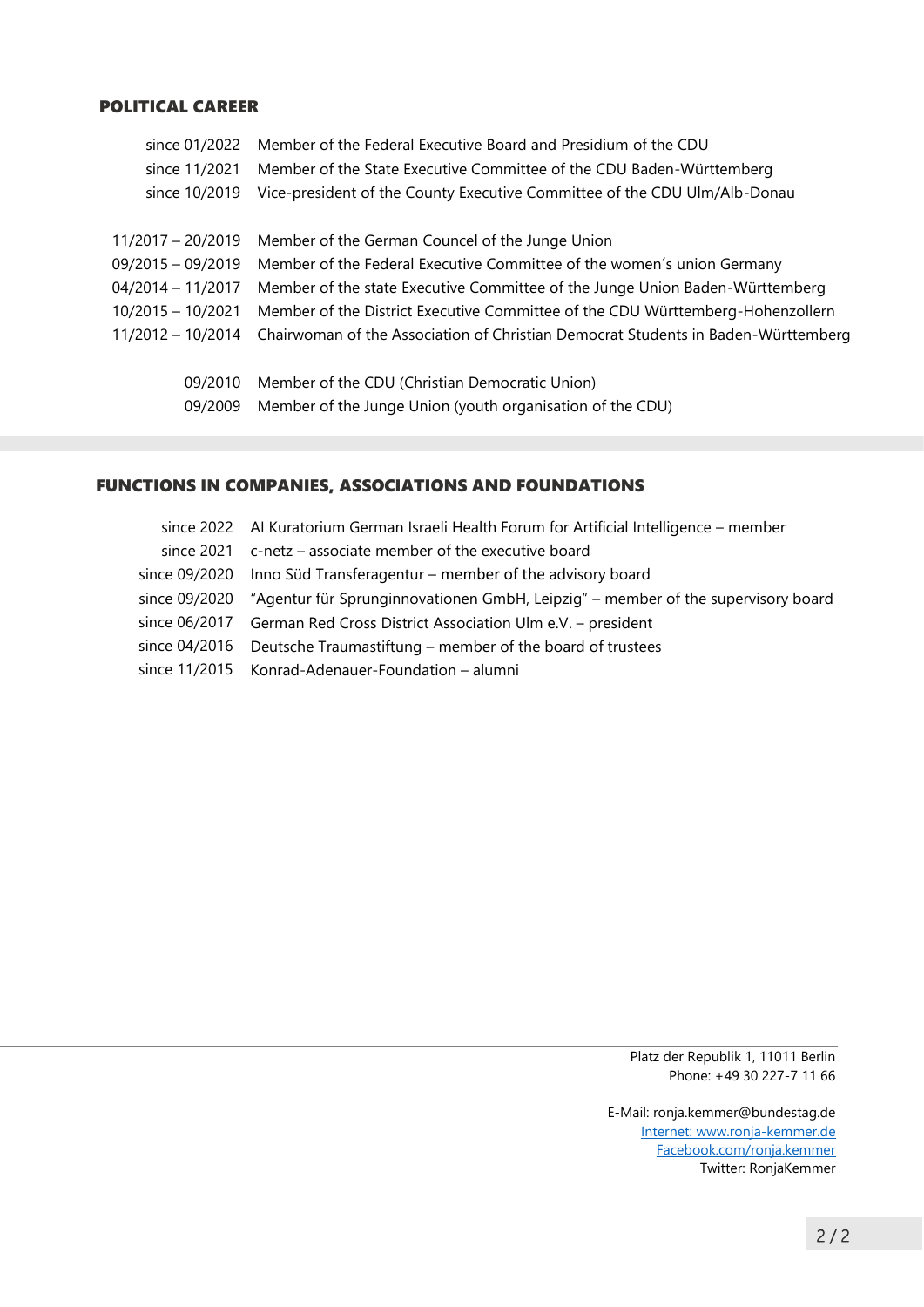## POLITICAL CAREER

| | |
|---|---|
| since 01/2022 | Member of the Federal Executive Board and Presidium of the CDU |
| since 11/2021 | Member of the State Executive Committee of the CDU Baden-Württemberg |
| since 10/2019 | Vice-president of the County Executive Committee of the CDU Ulm/Alb-Donau |
| 11/2017 – 20/2019 | Member of the German Councel of the Junge Union |
| 09/2015 – 09/2019 | Member of the Federal Executive Committee of the women´s union Germany |
| 04/2014 – 11/2017 | Member of the state Executive Committee of the Junge Union Baden-Württemberg |
| 10/2015 – 10/2021 | Member of the District Executive Committee of the CDU Württemberg-Hohenzollern |
| 11/2012 – 10/2014 | Chairwoman of the Association of Christian Democrat Students in Baden-Württemberg |
| 09/2010 | Member of the CDU (Christian Democratic Union) |
| 09/2009 | Member of the Junge Union (youth organisation of the CDU) |

## FUNCTIONS IN COMPANIES, ASSOCIATIONS AND FOUNDATIONS

| | |
|---|---|
| since 2022 | AI Kuratorium German Israeli Health Forum for Artificial Intelligence – member |
| since 2021 | c-netz – associate member of the executive board |
| since 09/2020 | Inno Süd Transferagentur – member of the advisory board |
| since 09/2020 | "Agentur für Sprunginnovationen GmbH, Leipzig" – member of the supervisory board |
| since 06/2017 | German Red Cross District Association Ulm e.V. – president |
| since 04/2016 | Deutsche Traumastiftung – member of the board of trustees |
| since 11/2015 | Konrad-Adenauer-Foundation – alumni |

Platz der Republik 1, 11011 Berlin
Phone: +49 30 227-7 11 66

E-Mail: ronja.kemmer@bundestag.de
Internet: www.ronja-kemmer.de
Facebook.com/ronja.kemmer
Twitter: RonjaKemmer